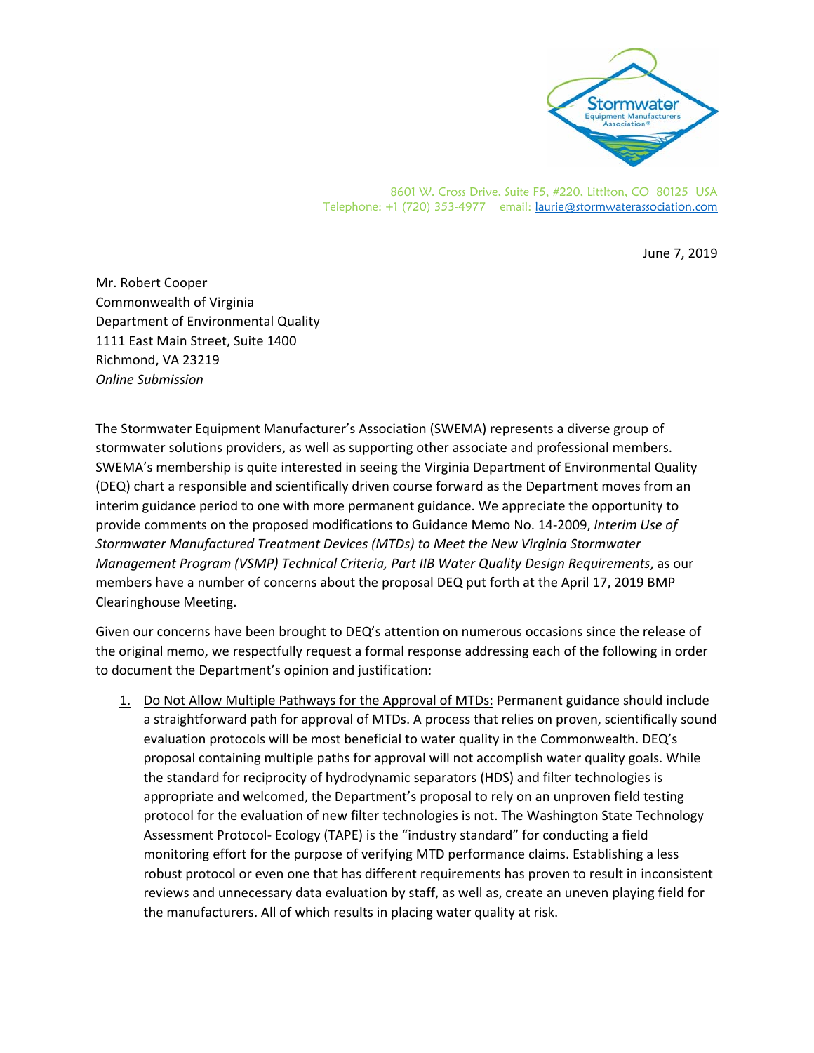Stormwater Equipment Manufacturers Association®

8601 W. Cross Drive, Suite F5, #220, Littlton, CO 80125 USA
Telephone: +1 (720) 353-4977 email: laurie@stormwaterassociation.com

June 7, 2019

Mr. Robert Cooper
Commonwealth of Virginia
Department of Environmental Quality
1111 East Main Street, Suite 1400
Richmond, VA 23219
*Online Submission*

The Stormwater Equipment Manufacturer's Association (SWEMA) represents a diverse group of stormwater solutions providers, as well as supporting other associate and professional members. SWEMA's membership is quite interested in seeing the Virginia Department of Environmental Quality (DEQ) chart a responsible and scientifically driven course forward as the Department moves from an interim guidance period to one with more permanent guidance. We appreciate the opportunity to provide comments on the proposed modifications to Guidance Memo No. 14-2009, *Interim Use of Stormwater Manufactured Treatment Devices (MTDs) to Meet the New Virginia Stormwater Management Program (VSMP) Technical Criteria, Part IIB Water Quality Design Requirements*, as our members have a number of concerns about the proposal DEQ put forth at the April 17, 2019 BMP Clearinghouse Meeting.

Given our concerns have been brought to DEQ's attention on numerous occasions since the release of the original memo, we respectfully request a formal response addressing each of the following in order to document the Department's opinion and justification:

1. <u>Do Not Allow Multiple Pathways for the Approval of MTDs:</u> Permanent guidance should include a straightforward path for approval of MTDs. A process that relies on proven, scientifically sound evaluation protocols will be most beneficial to water quality in the Commonwealth. DEQ's proposal containing multiple paths for approval will not accomplish water quality goals. While the standard for reciprocity of hydrodynamic separators (HDS) and filter technologies is appropriate and welcomed, the Department's proposal to rely on an unproven field testing protocol for the evaluation of new filter technologies is not. The Washington State Technology Assessment Protocol- Ecology (TAPE) is the "industry standard" for conducting a field monitoring effort for the purpose of verifying MTD performance claims. Establishing a less robust protocol or even one that has different requirements has proven to result in inconsistent reviews and unnecessary data evaluation by staff, as well as, create an uneven playing field for the manufacturers. All of which results in placing water quality at risk.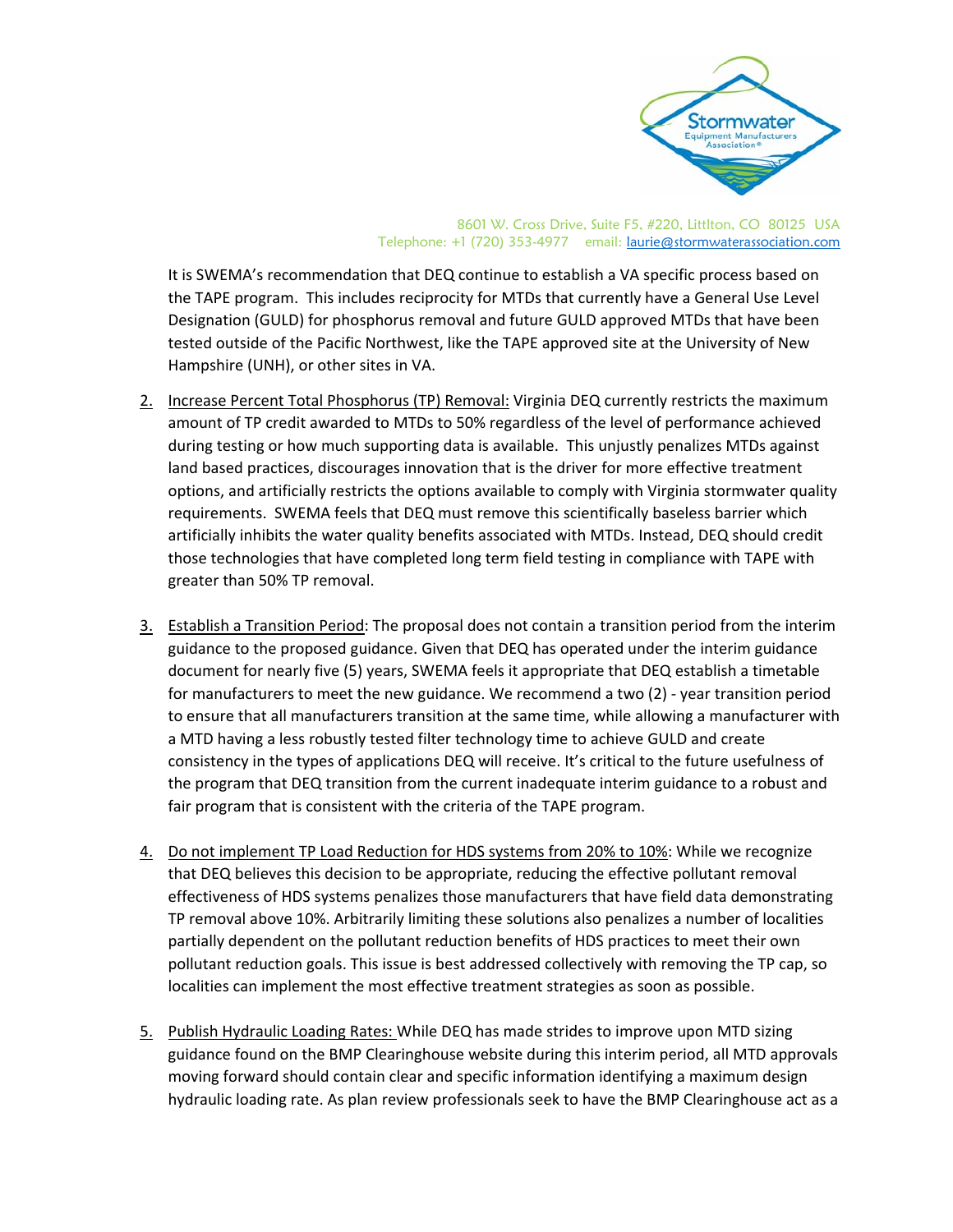8601 W. Cross Drive, Suite F5, #220, Littlton, CO 80125 USA
Telephone: +1 (720) 353-4977 email: laurie@stormwaterassociation.com

It is SWEMA's recommendation that DEQ continue to establish a VA specific process based on the TAPE program. This includes reciprocity for MTDs that currently have a General Use Level Designation (GULD) for phosphorus removal and future GULD approved MTDs that have been tested outside of the Pacific Northwest, like the TAPE approved site at the University of New Hampshire (UNH), or other sites in VA.

2. Increase Percent Total Phosphorus (TP) Removal: Virginia DEQ currently restricts the maximum amount of TP credit awarded to MTDs to 50% regardless of the level of performance achieved during testing or how much supporting data is available. This unjustly penalizes MTDs against land based practices, discourages innovation that is the driver for more effective treatment options, and artificially restricts the options available to comply with Virginia stormwater quality requirements. SWEMA feels that DEQ must remove this scientifically baseless barrier which artificially inhibits the water quality benefits associated with MTDs. Instead, DEQ should credit those technologies that have completed long term field testing in compliance with TAPE with greater than 50% TP removal.

3. Establish a Transition Period: The proposal does not contain a transition period from the interim guidance to the proposed guidance. Given that DEQ has operated under the interim guidance document for nearly five (5) years, SWEMA feels it appropriate that DEQ establish a timetable for manufacturers to meet the new guidance. We recommend a two (2) - year transition period to ensure that all manufacturers transition at the same time, while allowing a manufacturer with a MTD having a less robustly tested filter technology time to achieve GULD and create consistency in the types of applications DEQ will receive. It's critical to the future usefulness of the program that DEQ transition from the current inadequate interim guidance to a robust and fair program that is consistent with the criteria of the TAPE program.

4. Do not implement TP Load Reduction for HDS systems from 20% to 10%: While we recognize that DEQ believes this decision to be appropriate, reducing the effective pollutant removal effectiveness of HDS systems penalizes those manufacturers that have field data demonstrating TP removal above 10%. Arbitrarily limiting these solutions also penalizes a number of localities partially dependent on the pollutant reduction benefits of HDS practices to meet their own pollutant reduction goals. This issue is best addressed collectively with removing the TP cap, so localities can implement the most effective treatment strategies as soon as possible.

5. Publish Hydraulic Loading Rates: While DEQ has made strides to improve upon MTD sizing guidance found on the BMP Clearinghouse website during this interim period, all MTD approvals moving forward should contain clear and specific information identifying a maximum design hydraulic loading rate. As plan review professionals seek to have the BMP Clearinghouse act as a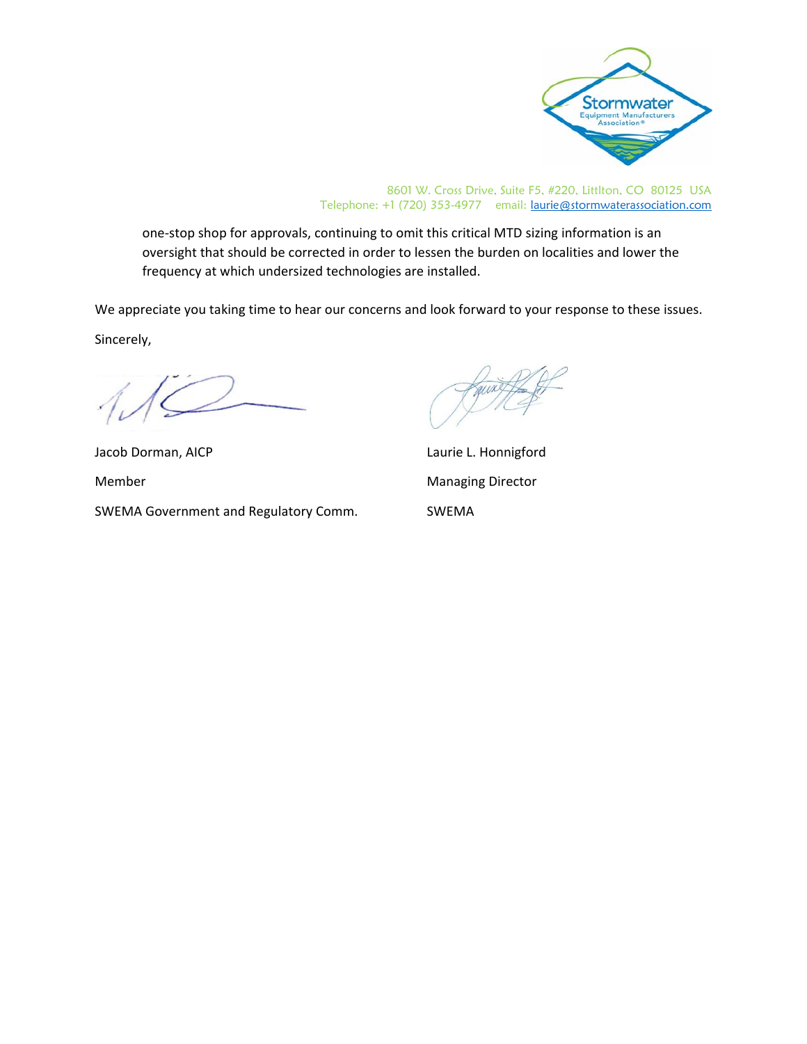8601 W. Cross Drive, Suite F5, #220, Littlton, CO 80125 USA
Telephone: +1 (720) 353-4977 email: laurie@stormwaterassociation.com

one-stop shop for approvals, continuing to omit this critical MTD sizing information is an oversight that should be corrected in order to lessen the burden on localities and lower the frequency at which undersized technologies are installed.

We appreciate you taking time to hear our concerns and look forward to your response to these issues.

Sincerely,

Jacob Dorman, AICP
Member
SWEMA Government and Regulatory Comm.

Laurie L. Honnigford
Managing Director
SWEMA